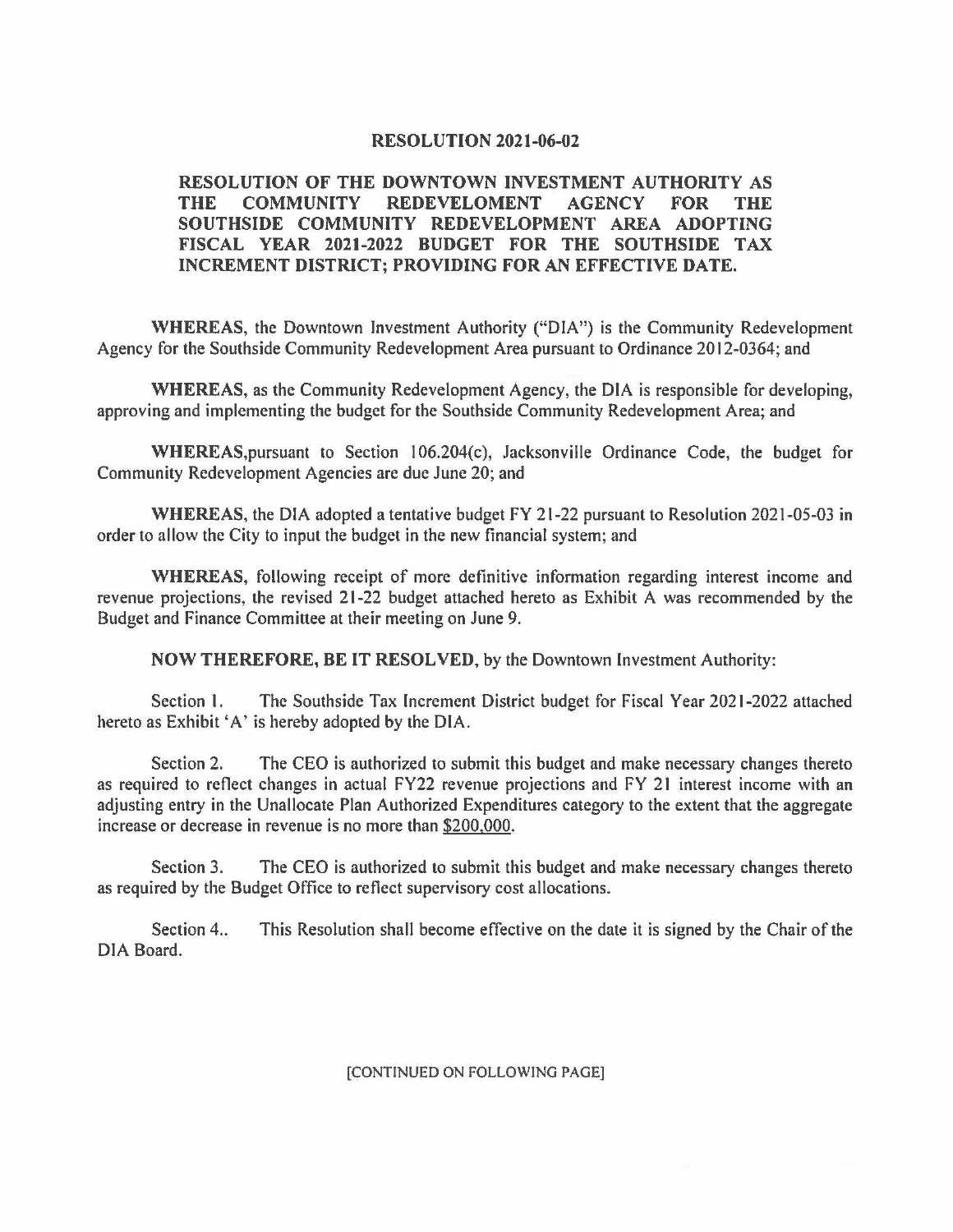# RESOLUTION 2021-06-02

## RESOLUTION OF THE DOWNTOWN INVESTMENT AUTHORITY AS THE COMMUNITY REDEVELOMENT AGENCY FOR THE SOUTHSIDE COMMUNITY REDEVELOPMENT AREA ADOPTING FISCAL YEAR 2021-2022 BUDGET FOR THE SOUTHSIDE TAX INCREMENT DISTRICT; PROVIDING FOR AN EFFECTIVE DATE.

**WHEREAS**, the Downtown Investment Authority ("DIA") is the Community Redevelopment Agency for the Southside Community Redevelopment Area pursuant to Ordinance 2012-0364; and

**WHEREAS**, as the Community Redevelopment Agency, the DIA is responsible for developing, approving and implementing the budget for the Southside Community Redevelopment Area; and

**WHEREAS**,pursuant to Section 106.204(c), Jacksonville Ordinance Code, the budget for Community Redevelopment Agencies are due June 20; and

**WHEREAS**, the DIA adopted a tentative budget FY 21-22 pursuant to Resolution 2021-05-03 in order to allow the City to input the budget in the new financial system; and

**WHEREAS**, following receipt of more definitive information regarding interest income and revenue projections, the revised 21-22 budget attached hereto as Exhibit A was recommended by the Budget and Finance Committee at their meeting on June 9.

**NOW THEREFORE, BE IT RESOLVED**, by the Downtown Investment Authority:

Section 1. The Southside Tax Increment District budget for Fiscal Year 2021-2022 attached hereto as Exhibit 'A' is hereby adopted by the DIA.

Section 2. The CEO is authorized to submit this budget and make necessary changes thereto as required to reflect changes in actual FY22 revenue projections and FY 21 interest income with an adjusting entry in the Unallocate Plan Authorized Expenditures category to the extent that the aggregate increase or decrease in revenue is no more than $200,000.

Section 3. The CEO is authorized to submit this budget and make necessary changes thereto as required by the Budget Office to reflect supervisory cost allocations.

Section 4.. This Resolution shall become effective on the date it is signed by the Chair of the DIA Board.

[CONTINUED ON FOLLOWING PAGE]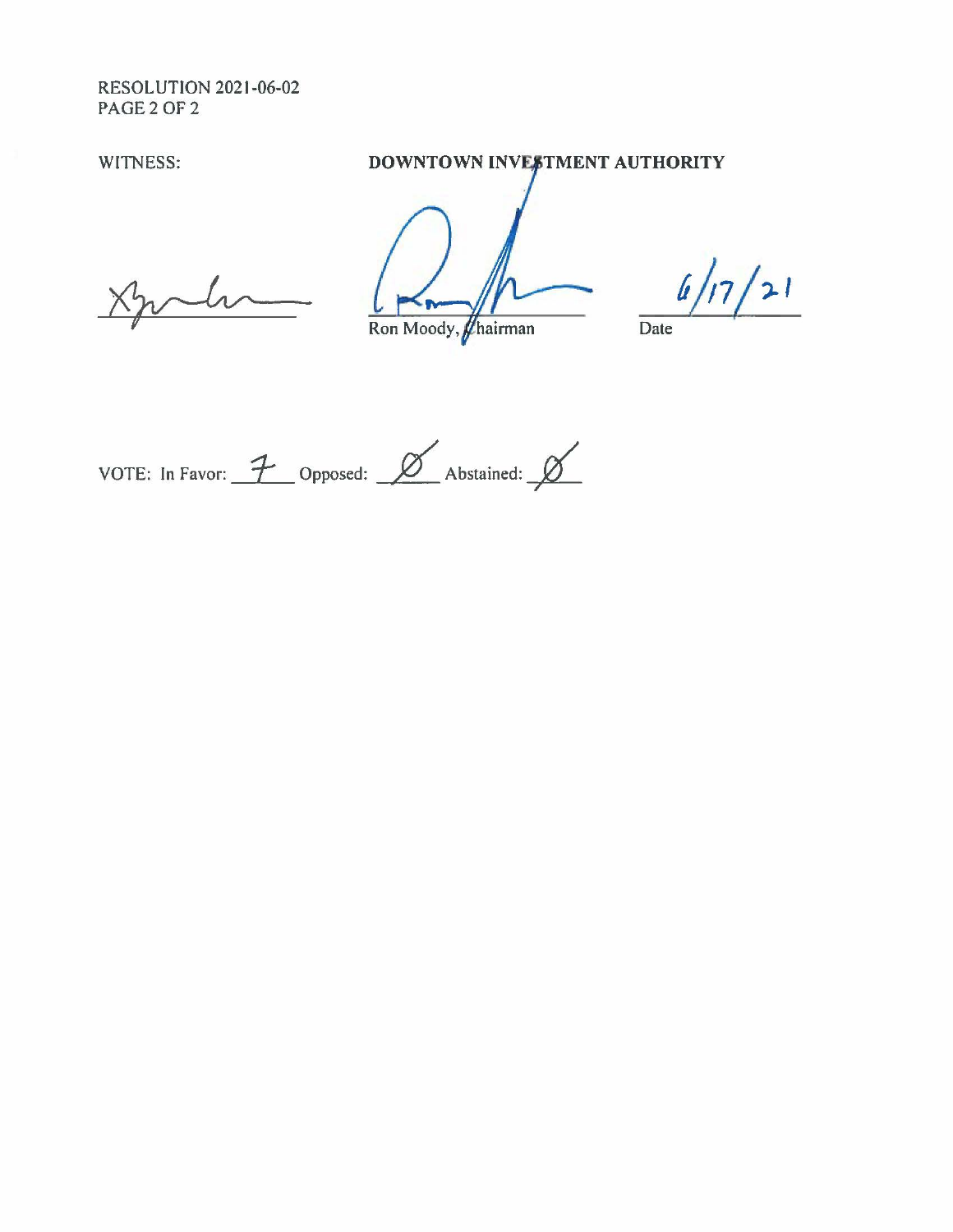RESOLUTION 2021-06-02
PAGE 2 OF 2

WITNESS: **DOWNTOWN INVESTMENT AUTHORITY**

______________________ ______________________ 6/17/21
Ron Moody, Chairman Date

VOTE: In Favor: 7 Opposed: Ø Abstained: Ø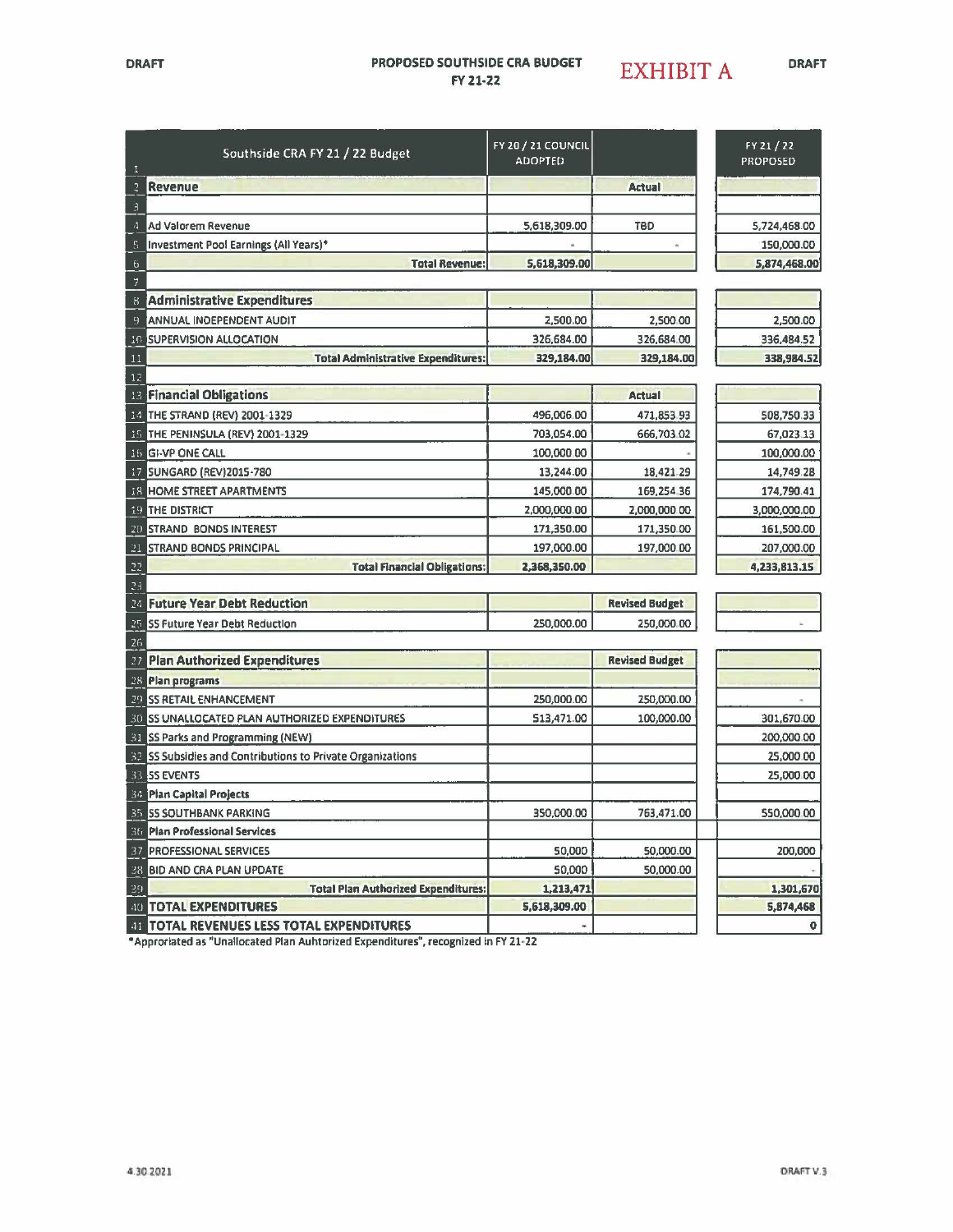DRAFT

PROPOSED SOUTHSIDE CRA BUDGET
FY 21-22

EXHIBIT A

DRAFT

| # | Southside CRA FY 21 / 22 Budget | FY 20 / 21 COUNCIL ADOPTED | | FY 21 / 22 PROPOSED |
|---|---|---|---|---|
| 2 | **Revenue** | | **Actual** | |
| 3 | | | | |
| 4 | Ad Valorem Revenue | 5,618,309.00 | TBD | 5,724,468.00 |
| 5 | Investment Pool Earnings (All Years)* | - | - | 150,000.00 |
| 6 | **Total Revenue:** | **5,618,309.00** | | **5,874,468.00** |
| 7 | | | | |
| 8 | **Administrative Expenditures** | | | |
| 9 | ANNUAL INDEPENDENT AUDIT | 2,500.00 | 2,500.00 | 2,500.00 |
| 10 | SUPERVISION ALLOCATION | 326,684.00 | 326,684.00 | 336,484.52 |
| 11 | **Total Administrative Expenditures:** | **329,184.00** | **329,184.00** | **338,984.52** |
| 12 | | | | |
| 13 | **Financial Obligations** | | **Actual** | |
| 14 | THE STRAND (REV) 2001-1329 | 496,006.00 | 471,853.93 | 508,750.33 |
| 15 | THE PENINSULA (REV) 2001-1329 | 703,054.00 | 666,703.02 | 67,023.13 |
| 16 | GI-VP ONE CALL | 100,000.00 | - | 100,000.00 |
| 17 | SUNGARD (REV)2015-780 | 13,244.00 | 18,421.29 | 14,749.28 |
| 18 | HOME STREET APARTMENTS | 145,000.00 | 169,254.36 | 174,790.41 |
| 19 | THE DISTRICT | 2,000,000.00 | 2,000,000.00 | 3,000,000.00 |
| 20 | STRAND BONDS INTEREST | 171,350.00 | 171,350.00 | 161,500.00 |
| 21 | STRAND BONDS PRINCIPAL | 197,000.00 | 197,000.00 | 207,000.00 |
| 22 | **Total Financial Obligations:** | **2,368,350.00** | | **4,233,813.15** |
| 23 | | | | |
| 24 | **Future Year Debt Reduction** | | **Revised Budget** | |
| 25 | SS Future Year Debt Reduction | 250,000.00 | 250,000.00 | - |
| 26 | | | | |
| 27 | **Plan Authorized Expenditures** | | **Revised Budget** | |
| 28 | **Plan programs** | | | |
| 29 | SS RETAIL ENHANCEMENT | 250,000.00 | 250,000.00 | - |
| 30 | SS UNALLOCATED PLAN AUTHORIZED EXPENDITURES | 513,471.00 | 100,000.00 | 301,670.00 |
| 31 | SS Parks and Programming (NEW) | | | 200,000.00 |
| 32 | SS Subsidies and Contributions to Private Organizations | | | 25,000.00 |
| 33 | SS EVENTS | | | 25,000.00 |
| 34 | **Plan Capital Projects** | | | |
| 35 | SS SOUTHBANK PARKING | 350,000.00 | 763,471.00 | 550,000.00 |
| 36 | **Plan Professional Services** | | | |
| 37 | PROFESSIONAL SERVICES | 50,000 | 50,000.00 | 200,000 |
| 38 | BID AND CRA PLAN UPDATE | 50,000 | 50,000.00 | - |
| 39 | **Total Plan Authorized Expenditures:** | **1,213,471** | | **1,301,670** |
| 40 | **TOTAL EXPENDITURES** | **5,618,309.00** | | **5,874,468** |
| 41 | **TOTAL REVENUES LESS TOTAL EXPENDITURES** | - | | 0 |

*Approriated as "Unallocated Plan Auhtorized Expenditures", recognized in FY 21-22

4.30.2021

DRAFT V.3